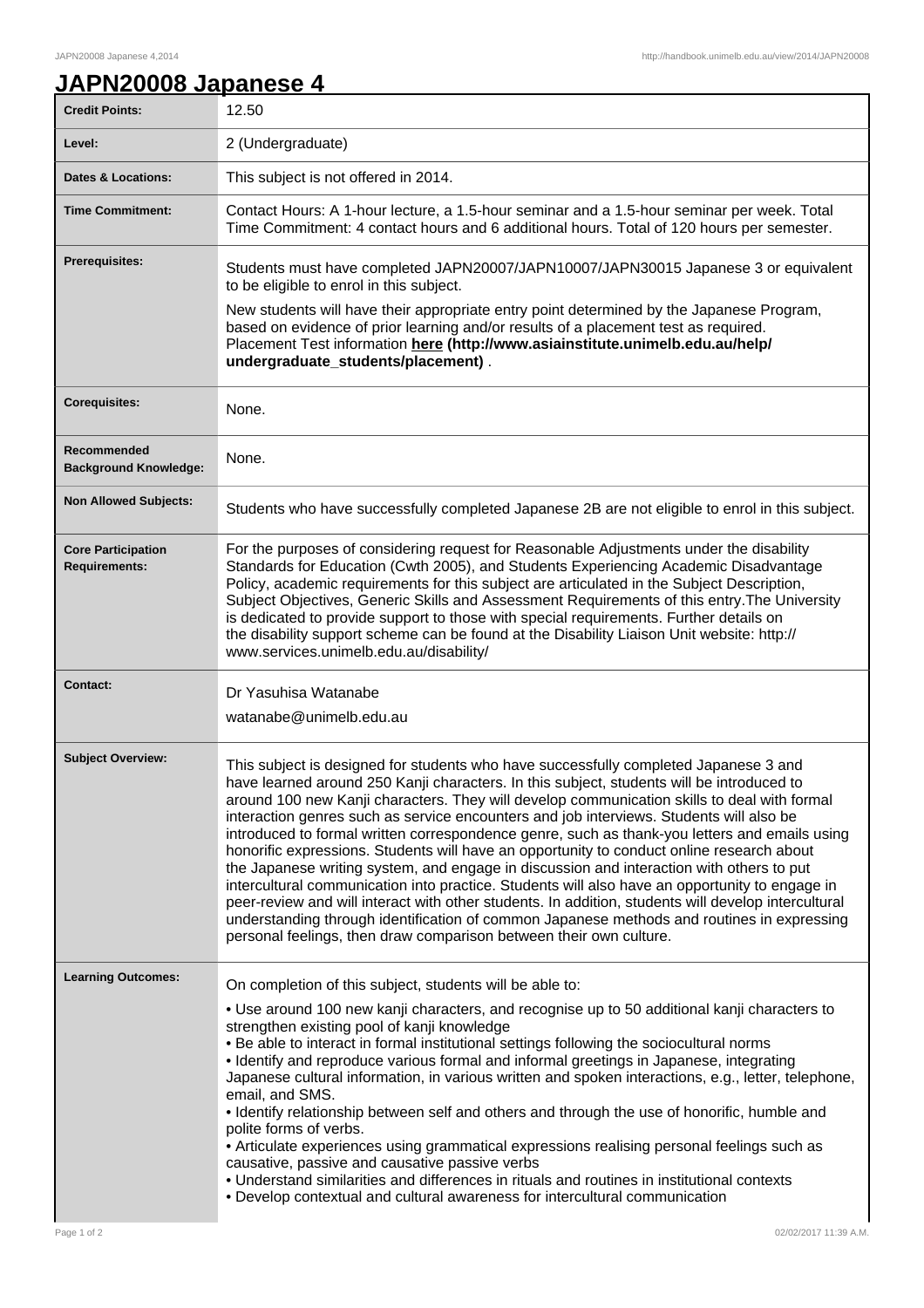# JAPN20008 Japanese 4

| | |
|---|---|
| **Credit Points:** | 12.50 |
| **Level:** | 2 (Undergraduate) |
| **Dates & Locations:** | This subject is not offered in 2014. |
| **Time Commitment:** | Contact Hours: A 1-hour lecture, a 1.5-hour seminar and a 1.5-hour seminar per week. Total Time Commitment: 4 contact hours and 6 additional hours. Total of 120 hours per semester. |
| **Prerequisites:** | Students must have completed JAPN20007/JAPN10007/JAPN30015 Japanese 3 or equivalent to be eligible to enrol in this subject.<br><br>New students will have their appropriate entry point determined by the Japanese Program, based on evidence of prior learning and/or results of a placement test as required. Placement Test information **here (http://www.asiainstitute.unimelb.edu.au/help/undergraduate_students/placement)** . |
| **Corequisites:** | None. |
| **Recommended Background Knowledge:** | None. |
| **Non Allowed Subjects:** | Students who have successfully completed Japanese 2B are not eligible to enrol in this subject. |
| **Core Participation Requirements:** | For the purposes of considering request for Reasonable Adjustments under the disability Standards for Education (Cwth 2005), and Students Experiencing Academic Disadvantage Policy, academic requirements for this subject are articulated in the Subject Description, Subject Objectives, Generic Skills and Assessment Requirements of this entry.The University is dedicated to provide support to those with special requirements. Further details on the disability support scheme can be found at the Disability Liaison Unit website: http://www.services.unimelb.edu.au/disability/ |
| **Contact:** | Dr Yasuhisa Watanabe<br><br>watanabe@unimelb.edu.au |
| **Subject Overview:** | This subject is designed for students who have successfully completed Japanese 3 and have learned around 250 Kanji characters. In this subject, students will be introduced to around 100 new Kanji characters. They will develop communication skills to deal with formal interaction genres such as service encounters and job interviews. Students will also be introduced to formal written correspondence genre, such as thank-you letters and emails using honorific expressions. Students will have an opportunity to conduct online research about the Japanese writing system, and engage in discussion and interaction with others to put intercultural communication into practice. Students will also have an opportunity to engage in peer-review and will interact with other students. In addition, students will develop intercultural understanding through identification of common Japanese methods and routines in expressing personal feelings, then draw comparison between their own culture. |
| **Learning Outcomes:** | On completion of this subject, students will be able to:<br><br>• Use around 100 new kanji characters, and recognise up to 50 additional kanji characters to strengthen existing pool of kanji knowledge<br>• Be able to interact in formal institutional settings following the sociocultural norms<br>• Identify and reproduce various formal and informal greetings in Japanese, integrating Japanese cultural information, in various written and spoken interactions, e.g., letter, telephone, email, and SMS.<br>• Identify relationship between self and others and through the use of honorific, humble and polite forms of verbs.<br>• Articulate experiences using grammatical expressions realising personal feelings such as causative, passive and causative passive verbs<br>• Understand similarities and differences in rituals and routines in institutional contexts<br>• Develop contextual and cultural awareness for intercultural communication |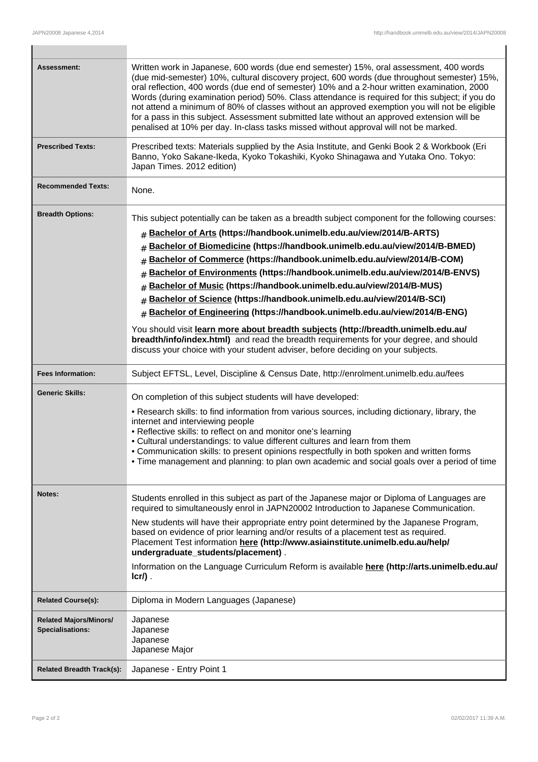| | |
|---|---|
| **Assessment:** | Written work in Japanese, 600 words (due end semester) 15%, oral assessment, 400 words (due mid-semester) 10%, cultural discovery project, 600 words (due throughout semester) 15%, oral reflection, 400 words (due end of semester) 10% and a 2-hour written examination, 2000 Words (during examination period) 50%. Class attendance is required for this subject; if you do not attend a minimum of 80% of classes without an approved exemption you will not be eligible for a pass in this subject. Assessment submitted late without an approved extension will be penalised at 10% per day. In-class tasks missed without approval will not be marked. |
| **Prescribed Texts:** | Prescribed texts: Materials supplied by the Asia Institute, and Genki Book 2 & Workbook (Eri Banno, Yoko Sakane-Ikeda, Kyoko Tokashiki, Kyoko Shinagawa and Yutaka Ono. Tokyo: Japan Times. 2012 edition) |
| **Recommended Texts:** | None. |
| **Breadth Options:** | This subject potentially can be taken as a breadth subject component for the following courses:<br># **Bachelor of Arts (https://handbook.unimelb.edu.au/view/2014/B-ARTS)**<br># **Bachelor of Biomedicine (https://handbook.unimelb.edu.au/view/2014/B-BMED)**<br># **Bachelor of Commerce (https://handbook.unimelb.edu.au/view/2014/B-COM)**<br># **Bachelor of Environments (https://handbook.unimelb.edu.au/view/2014/B-ENVS)**<br># **Bachelor of Music (https://handbook.unimelb.edu.au/view/2014/B-MUS)**<br># **Bachelor of Science (https://handbook.unimelb.edu.au/view/2014/B-SCI)**<br># **Bachelor of Engineering (https://handbook.unimelb.edu.au/view/2014/B-ENG)**<br>You should visit **learn more about breadth subjects (http://breadth.unimelb.edu.au/breadth/info/index.html)** and read the breadth requirements for your degree, and should discuss your choice with your student adviser, before deciding on your subjects. |
| **Fees Information:** | Subject EFTSL, Level, Discipline & Census Date, http://enrolment.unimelb.edu.au/fees |
| **Generic Skills:** | On completion of this subject students will have developed:<br>• Research skills: to find information from various sources, including dictionary, library, the internet and interviewing people<br>• Reflective skills: to reflect on and monitor one's learning<br>• Cultural understandings: to value different cultures and learn from them<br>• Communication skills: to present opinions respectfully in both spoken and written forms<br>• Time management and planning: to plan own academic and social goals over a period of time |
| **Notes:** | Students enrolled in this subject as part of the Japanese major or Diploma of Languages are required to simultaneously enrol in JAPN20002 Introduction to Japanese Communication.<br>New students will have their appropriate entry point determined by the Japanese Program, based on evidence of prior learning and/or results of a placement test as required. Placement Test information **here (http://www.asiainstitute.unimelb.edu.au/help/undergraduate_students/placement)**.<br>Information on the Language Curriculum Reform is available **here (http://arts.unimelb.edu.au/lcr/)**. |
| **Related Course(s):** | Diploma in Modern Languages (Japanese) |
| **Related Majors/Minors/ Specialisations:** | Japanese<br>Japanese<br>Japanese<br>Japanese Major |
| **Related Breadth Track(s):** | Japanese - Entry Point 1 |